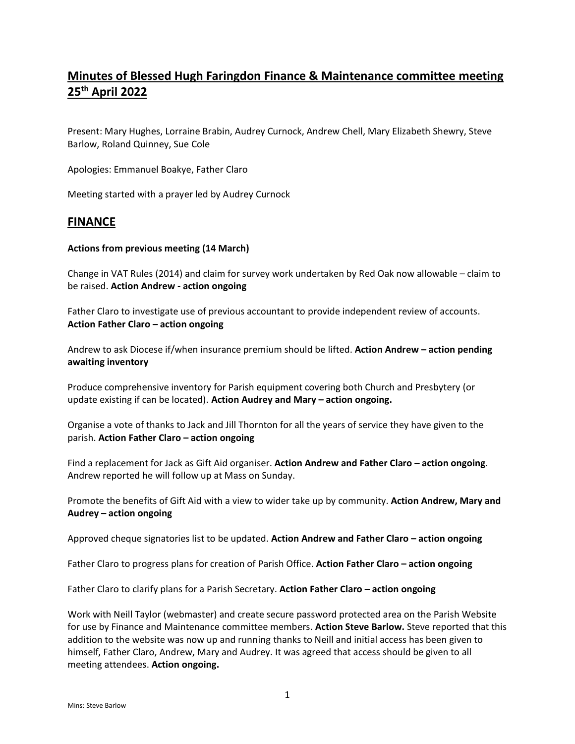# Minutes of Blessed Hugh Faringdon Finance & Maintenance committee meeting 25th April 2022

Present: Mary Hughes, Lorraine Brabin, Audrey Curnock, Andrew Chell, Mary Elizabeth Shewry, Steve Barlow, Roland Quinney, Sue Cole

Apologies: Emmanuel Boakye, Father Claro

Meeting started with a prayer led by Audrey Curnock

## FINANCE

**Actions from previous meeting (14 March)**

Change in VAT Rules (2014) and claim for survey work undertaken by Red Oak now allowable – claim to be raised. **Action Andrew - action ongoing**

Father Claro to investigate use of previous accountant to provide independent review of accounts. **Action Father Claro – action ongoing**

Andrew to ask Diocese if/when insurance premium should be lifted. **Action Andrew – action pending awaiting inventory**

Produce comprehensive inventory for Parish equipment covering both Church and Presbytery (or update existing if can be located). **Action Audrey and Mary – action ongoing.**

Organise a vote of thanks to Jack and Jill Thornton for all the years of service they have given to the parish. **Action Father Claro – action ongoing**

Find a replacement for Jack as Gift Aid organiser. **Action Andrew and Father Claro – action ongoing**. Andrew reported he will follow up at Mass on Sunday.

Promote the benefits of Gift Aid with a view to wider take up by community. **Action Andrew, Mary and Audrey – action ongoing**

Approved cheque signatories list to be updated. **Action Andrew and Father Claro – action ongoing**

Father Claro to progress plans for creation of Parish Office. **Action Father Claro – action ongoing**

Father Claro to clarify plans for a Parish Secretary. **Action Father Claro – action ongoing**

Work with Neill Taylor (webmaster) and create secure password protected area on the Parish Website for use by Finance and Maintenance committee members. **Action Steve Barlow.** Steve reported that this addition to the website was now up and running thanks to Neill and initial access has been given to himself, Father Claro, Andrew, Mary and Audrey. It was agreed that access should be given to all meeting attendees. **Action ongoing.**

Mins: Steve Barlow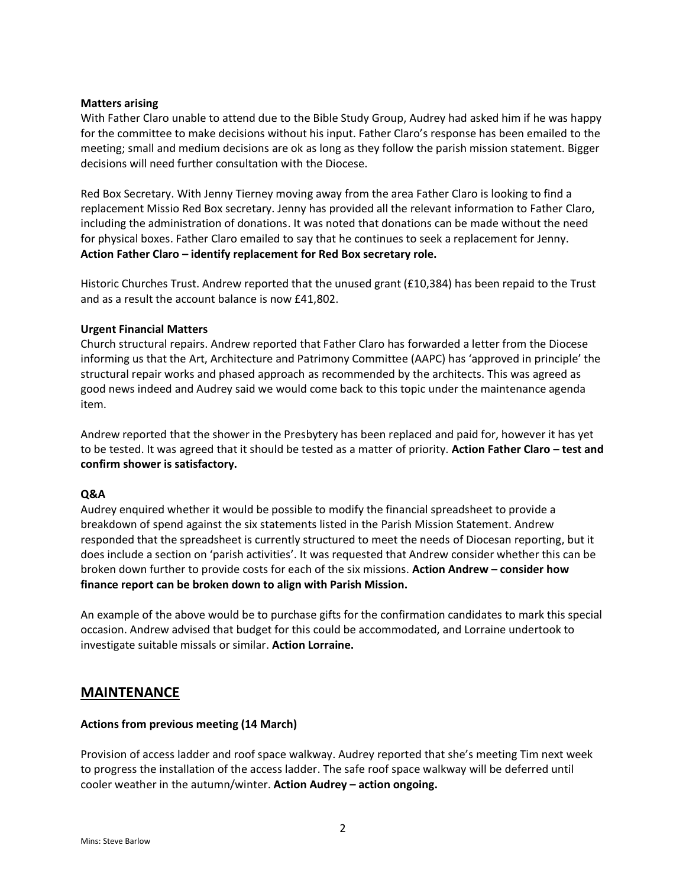**Matters arising**

With Father Claro unable to attend due to the Bible Study Group, Audrey had asked him if he was happy for the committee to make decisions without his input. Father Claro's response has been emailed to the meeting; small and medium decisions are ok as long as they follow the parish mission statement. Bigger decisions will need further consultation with the Diocese.

Red Box Secretary. With Jenny Tierney moving away from the area Father Claro is looking to find a replacement Missio Red Box secretary. Jenny has provided all the relevant information to Father Claro, including the administration of donations. It was noted that donations can be made without the need for physical boxes. Father Claro emailed to say that he continues to seek a replacement for Jenny. **Action Father Claro – identify replacement for Red Box secretary role.**

Historic Churches Trust. Andrew reported that the unused grant (£10,384) has been repaid to the Trust and as a result the account balance is now £41,802.

**Urgent Financial Matters**

Church structural repairs. Andrew reported that Father Claro has forwarded a letter from the Diocese informing us that the Art, Architecture and Patrimony Committee (AAPC) has 'approved in principle' the structural repair works and phased approach as recommended by the architects. This was agreed as good news indeed and Audrey said we would come back to this topic under the maintenance agenda item.

Andrew reported that the shower in the Presbytery has been replaced and paid for, however it has yet to be tested. It was agreed that it should be tested as a matter of priority. **Action Father Claro – test and confirm shower is satisfactory.**

**Q&A**

Audrey enquired whether it would be possible to modify the financial spreadsheet to provide a breakdown of spend against the six statements listed in the Parish Mission Statement. Andrew responded that the spreadsheet is currently structured to meet the needs of Diocesan reporting, but it does include a section on 'parish activities'. It was requested that Andrew consider whether this can be broken down further to provide costs for each of the six missions. **Action Andrew – consider how finance report can be broken down to align with Parish Mission.**

An example of the above would be to purchase gifts for the confirmation candidates to mark this special occasion. Andrew advised that budget for this could be accommodated, and Lorraine undertook to investigate suitable missals or similar. **Action Lorraine.**

## MAINTENANCE

**Actions from previous meeting (14 March)**

Provision of access ladder and roof space walkway. Audrey reported that she's meeting Tim next week to progress the installation of the access ladder. The safe roof space walkway will be deferred until cooler weather in the autumn/winter. **Action Audrey – action ongoing.**

Mins: Steve Barlow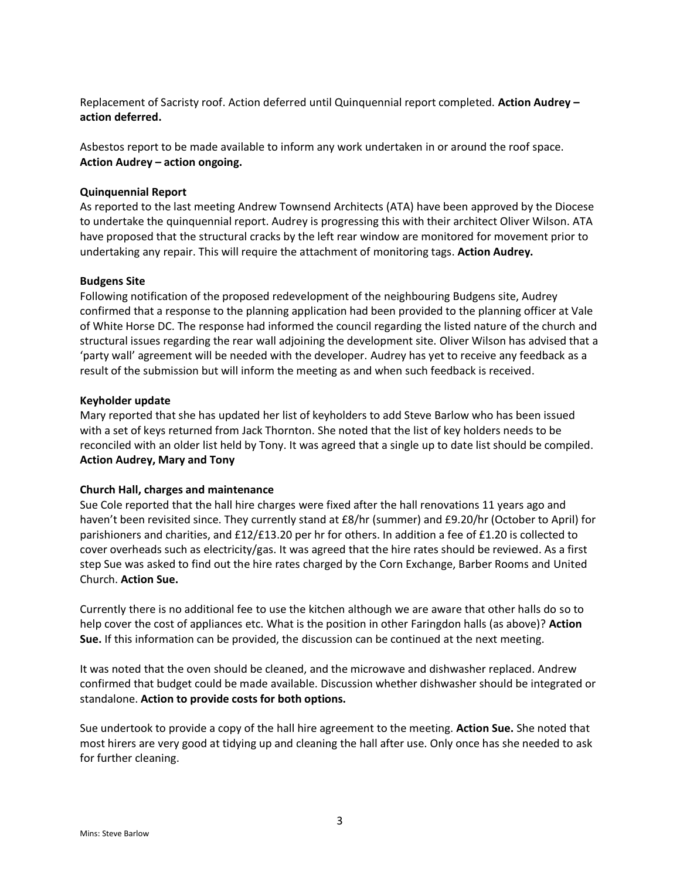Replacement of Sacristy roof. Action deferred until Quinquennial report completed. **Action Audrey – action deferred.**

Asbestos report to be made available to inform any work undertaken in or around the roof space. **Action Audrey – action ongoing.**

**Quinquennial Report**
As reported to the last meeting Andrew Townsend Architects (ATA) have been approved by the Diocese to undertake the quinquennial report. Audrey is progressing this with their architect Oliver Wilson. ATA have proposed that the structural cracks by the left rear window are monitored for movement prior to undertaking any repair. This will require the attachment of monitoring tags. **Action Audrey.**

**Budgens Site**
Following notification of the proposed redevelopment of the neighbouring Budgens site, Audrey confirmed that a response to the planning application had been provided to the planning officer at Vale of White Horse DC. The response had informed the council regarding the listed nature of the church and structural issues regarding the rear wall adjoining the development site. Oliver Wilson has advised that a 'party wall' agreement will be needed with the developer. Audrey has yet to receive any feedback as a result of the submission but will inform the meeting as and when such feedback is received.

**Keyholder update**
Mary reported that she has updated her list of keyholders to add Steve Barlow who has been issued with a set of keys returned from Jack Thornton. She noted that the list of key holders needs to be reconciled with an older list held by Tony. It was agreed that a single up to date list should be compiled. **Action Audrey, Mary and Tony**

**Church Hall, charges and maintenance**
Sue Cole reported that the hall hire charges were fixed after the hall renovations 11 years ago and haven't been revisited since. They currently stand at £8/hr (summer) and £9.20/hr (October to April) for parishioners and charities, and £12/£13.20 per hr for others. In addition a fee of £1.20 is collected to cover overheads such as electricity/gas. It was agreed that the hire rates should be reviewed. As a first step Sue was asked to find out the hire rates charged by the Corn Exchange, Barber Rooms and United Church. **Action Sue.**

Currently there is no additional fee to use the kitchen although we are aware that other halls do so to help cover the cost of appliances etc. What is the position in other Faringdon halls (as above)? **Action Sue.** If this information can be provided, the discussion can be continued at the next meeting.

It was noted that the oven should be cleaned, and the microwave and dishwasher replaced. Andrew confirmed that budget could be made available. Discussion whether dishwasher should be integrated or standalone. **Action to provide costs for both options.**

Sue undertook to provide a copy of the hall hire agreement to the meeting. **Action Sue.** She noted that most hirers are very good at tidying up and cleaning the hall after use. Only once has she needed to ask for further cleaning.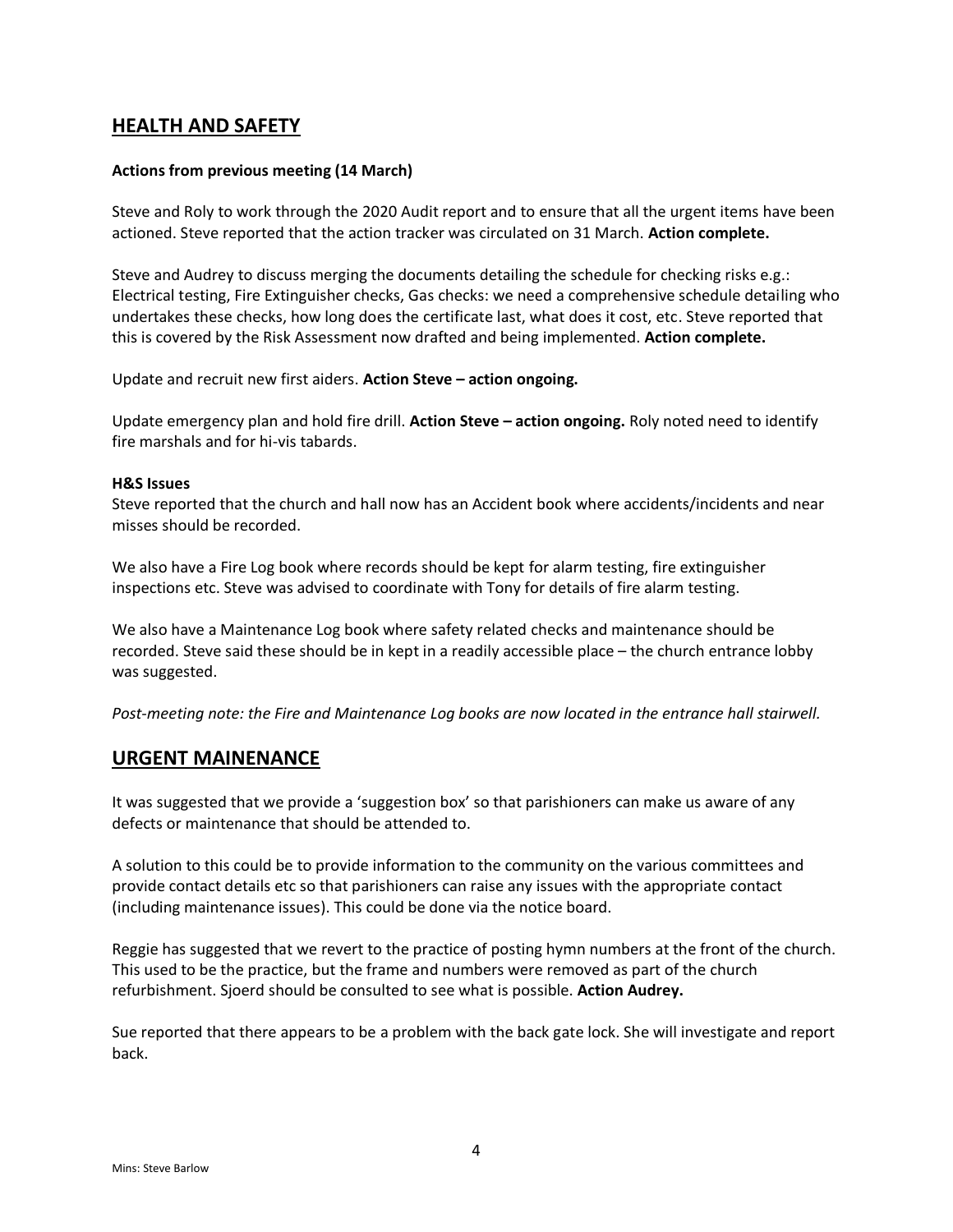## HEALTH AND SAFETY

**Actions from previous meeting (14 March)**

Steve and Roly to work through the 2020 Audit report and to ensure that all the urgent items have been actioned. Steve reported that the action tracker was circulated on 31 March. **Action complete.**

Steve and Audrey to discuss merging the documents detailing the schedule for checking risks e.g.: Electrical testing, Fire Extinguisher checks, Gas checks: we need a comprehensive schedule detailing who undertakes these checks, how long does the certificate last, what does it cost, etc. Steve reported that this is covered by the Risk Assessment now drafted and being implemented. **Action complete.**

Update and recruit new first aiders. **Action Steve – action ongoing.**

Update emergency plan and hold fire drill. **Action Steve – action ongoing.** Roly noted need to identify fire marshals and for hi-vis tabards.

**H&S Issues**

Steve reported that the church and hall now has an Accident book where accidents/incidents and near misses should be recorded.

We also have a Fire Log book where records should be kept for alarm testing, fire extinguisher inspections etc. Steve was advised to coordinate with Tony for details of fire alarm testing.

We also have a Maintenance Log book where safety related checks and maintenance should be recorded. Steve said these should be in kept in a readily accessible place – the church entrance lobby was suggested.

*Post-meeting note: the Fire and Maintenance Log books are now located in the entrance hall stairwell.*

## URGENT MAINENANCE

It was suggested that we provide a 'suggestion box' so that parishioners can make us aware of any defects or maintenance that should be attended to.

A solution to this could be to provide information to the community on the various committees and provide contact details etc so that parishioners can raise any issues with the appropriate contact (including maintenance issues). This could be done via the notice board.

Reggie has suggested that we revert to the practice of posting hymn numbers at the front of the church. This used to be the practice, but the frame and numbers were removed as part of the church refurbishment. Sjoerd should be consulted to see what is possible. **Action Audrey.**

Sue reported that there appears to be a problem with the back gate lock. She will investigate and report back.

Mins: Steve Barlow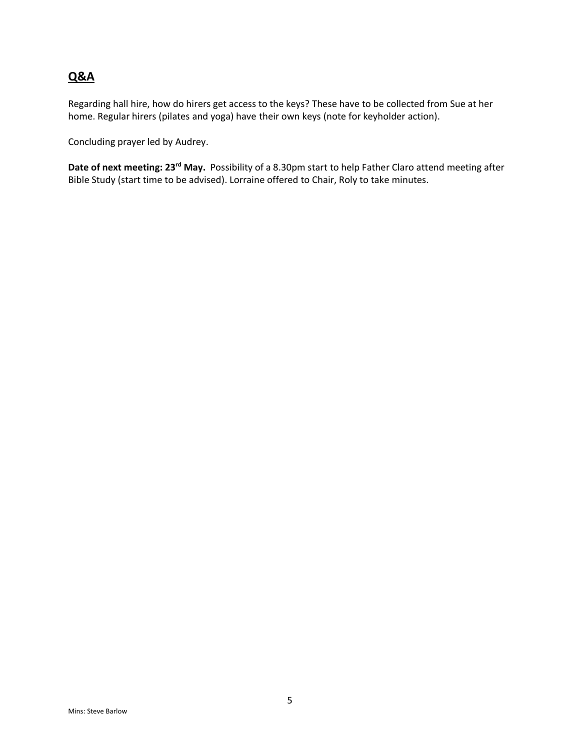## Q&A

Regarding hall hire, how do hirers get access to the keys? These have to be collected from Sue at her home. Regular hirers (pilates and yoga) have their own keys (note for keyholder action).

Concluding prayer led by Audrey.

**Date of next meeting: 23rd May.** Possibility of a 8.30pm start to help Father Claro attend meeting after Bible Study (start time to be advised). Lorraine offered to Chair, Roly to take minutes.